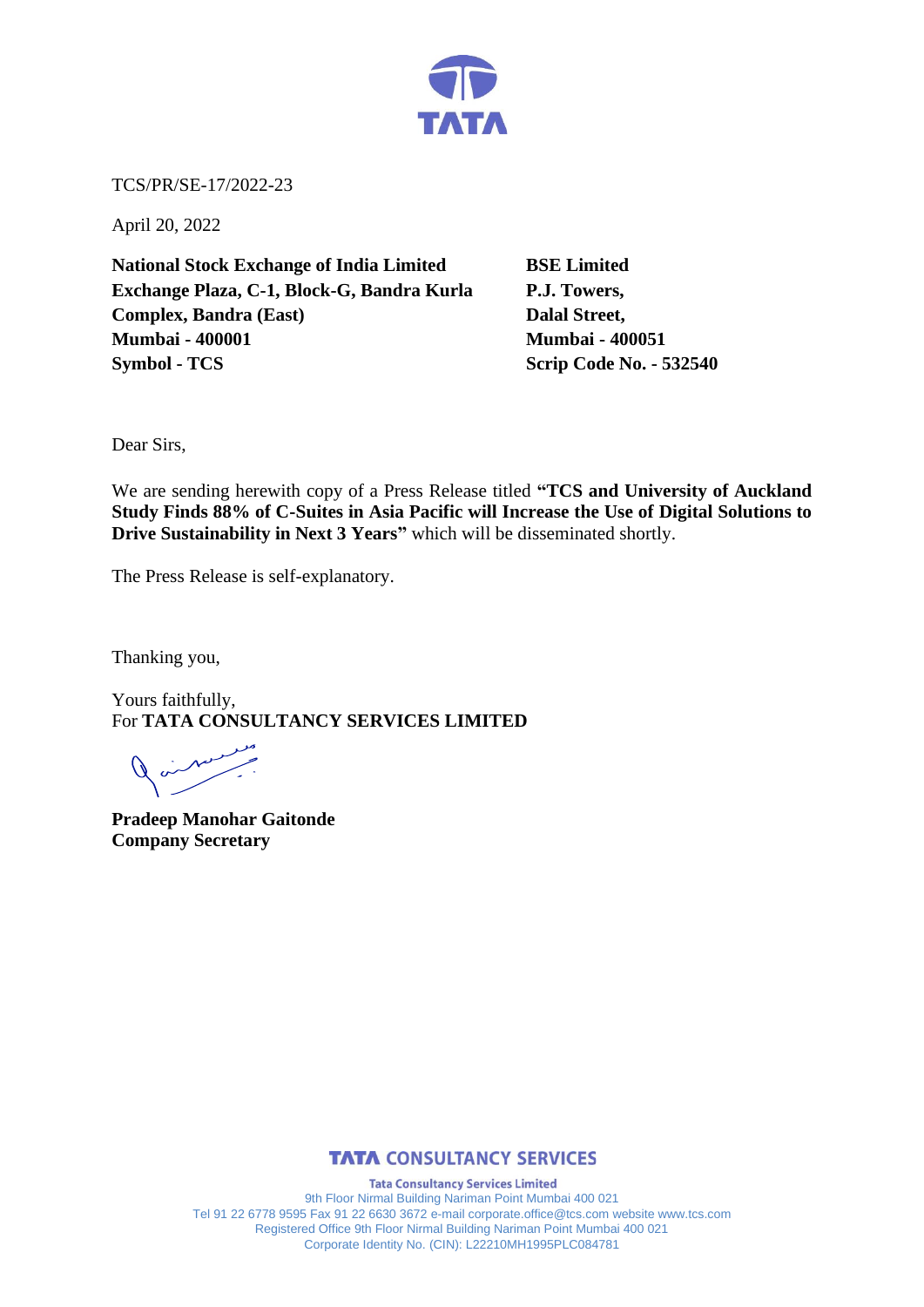TCS/PR/SE-17/2022-23

April 20, 2022

**National Stock Exchange of India Limited**
**Exchange Plaza, C-1, Block-G, Bandra Kurla Complex, Bandra (East)**
**Mumbai - 400001**
**Symbol - TCS**

**BSE Limited**
**P.J. Towers,**
**Dalal Street,**
**Mumbai - 400051**
**Scrip Code No. - 532540**

Dear Sirs,

We are sending herewith copy of a Press Release titled **"TCS and University of Auckland Study Finds 88% of C-Suites in Asia Pacific will Increase the Use of Digital Solutions to Drive Sustainability in Next 3 Years"** which will be disseminated shortly.

The Press Release is self-explanatory.

Thanking you,

Yours faithfully,
For **TATA CONSULTANCY SERVICES LIMITED**

**Pradeep Manohar Gaitonde**
**Company Secretary**

**TATA CONSULTANCY SERVICES**

**Tata Consultancy Services Limited**
9th Floor Nirmal Building Nariman Point Mumbai 400 021
Tel 91 22 6778 9595 Fax 91 22 6630 3672 e-mail corporate.office@tcs.com website www.tcs.com
Registered Office 9th Floor Nirmal Building Nariman Point Mumbai 400 021
Corporate Identity No. (CIN): L22210MH1995PLC084781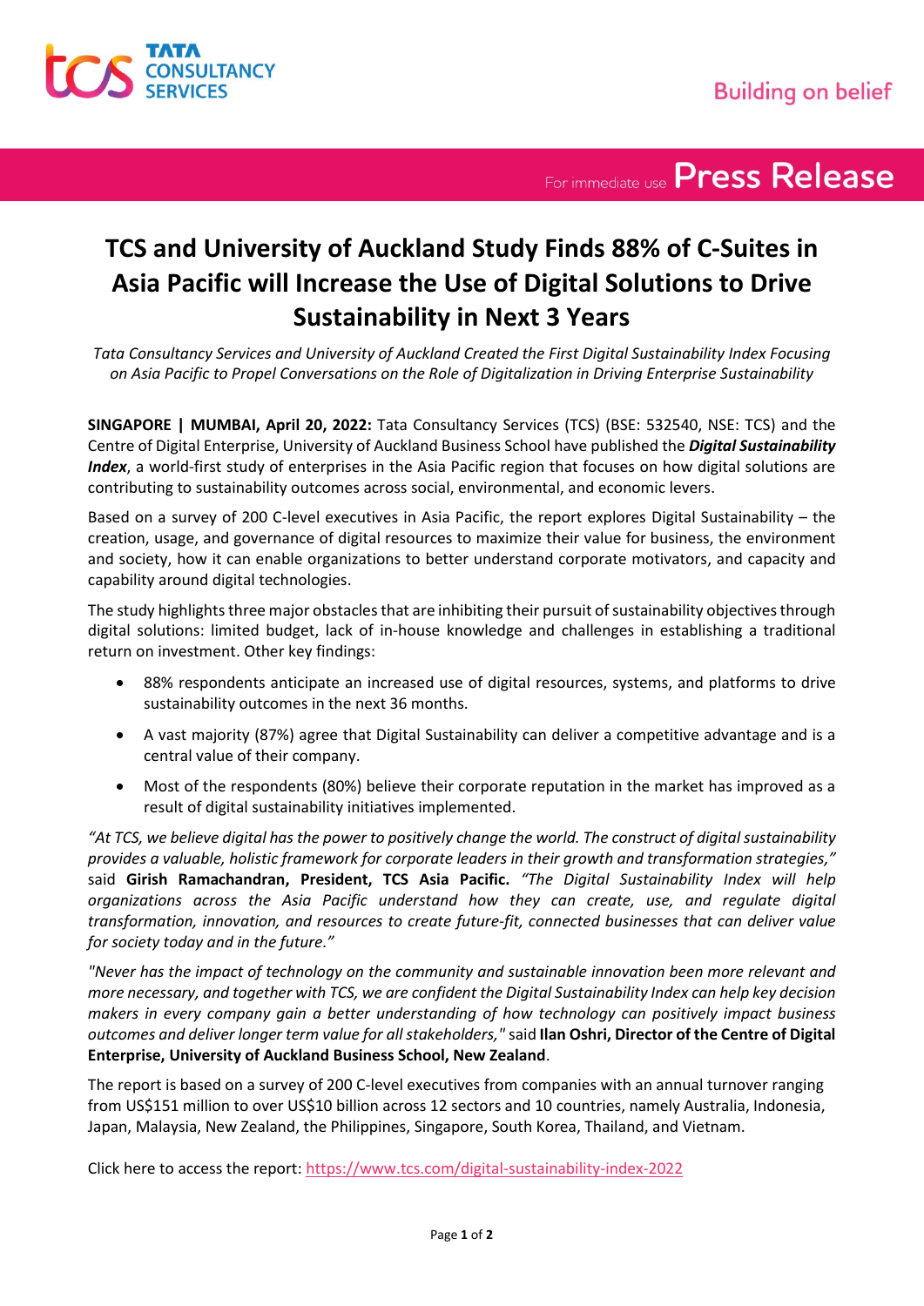For immediate use **Press Release**

# TCS and University of Auckland Study Finds 88% of C-Suites in Asia Pacific will Increase the Use of Digital Solutions to Drive Sustainability in Next 3 Years

*Tata Consultancy Services and University of Auckland Created the First Digital Sustainability Index Focusing on Asia Pacific to Propel Conversations on the Role of Digitalization in Driving Enterprise Sustainability*

**SINGAPORE | MUMBAI, April 20, 2022:** Tata Consultancy Services (TCS) (BSE: 532540, NSE: TCS) and the Centre of Digital Enterprise, University of Auckland Business School have published the ***Digital Sustainability Index***, a world-first study of enterprises in the Asia Pacific region that focuses on how digital solutions are contributing to sustainability outcomes across social, environmental, and economic levers.

Based on a survey of 200 C-level executives in Asia Pacific, the report explores Digital Sustainability – the creation, usage, and governance of digital resources to maximize their value for business, the environment and society, how it can enable organizations to better understand corporate motivators, and capacity and capability around digital technologies.

The study highlights three major obstacles that are inhibiting their pursuit of sustainability objectives through digital solutions: limited budget, lack of in-house knowledge and challenges in establishing a traditional return on investment. Other key findings:

- 88% respondents anticipate an increased use of digital resources, systems, and platforms to drive sustainability outcomes in the next 36 months.
- A vast majority (87%) agree that Digital Sustainability can deliver a competitive advantage and is a central value of their company.
- Most of the respondents (80%) believe their corporate reputation in the market has improved as a result of digital sustainability initiatives implemented.

*"At TCS, we believe digital has the power to positively change the world. The construct of digital sustainability provides a valuable, holistic framework for corporate leaders in their growth and transformation strategies,"* said **Girish Ramachandran, President, TCS Asia Pacific.** *"The Digital Sustainability Index will help organizations across the Asia Pacific understand how they can create, use, and regulate digital transformation, innovation, and resources to create future-fit, connected businesses that can deliver value for society today and in the future."*

*"Never has the impact of technology on the community and sustainable innovation been more relevant and more necessary, and together with TCS, we are confident the Digital Sustainability Index can help key decision makers in every company gain a better understanding of how technology can positively impact business outcomes and deliver longer term value for all stakeholders,"* said **Ilan Oshri, Director of the Centre of Digital Enterprise, University of Auckland Business School, New Zealand**.

The report is based on a survey of 200 C-level executives from companies with an annual turnover ranging from US$151 million to over US$10 billion across 12 sectors and 10 countries, namely Australia, Indonesia, Japan, Malaysia, New Zealand, the Philippines, Singapore, South Korea, Thailand, and Vietnam.

Click here to access the report: https://www.tcs.com/digital-sustainability-index-2022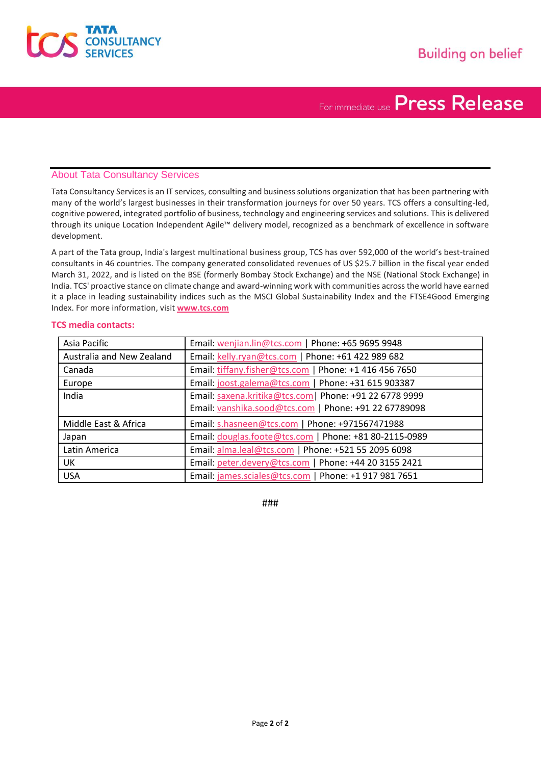## About Tata Consultancy Services

Tata Consultancy Services is an IT services, consulting and business solutions organization that has been partnering with many of the world's largest businesses in their transformation journeys for over 50 years. TCS offers a consulting-led, cognitive powered, integrated portfolio of business, technology and engineering services and solutions. This is delivered through its unique Location Independent Agile™ delivery model, recognized as a benchmark of excellence in software development.

A part of the Tata group, India's largest multinational business group, TCS has over 592,000 of the world's best-trained consultants in 46 countries. The company generated consolidated revenues of US $25.7 billion in the fiscal year ended March 31, 2022, and is listed on the BSE (formerly Bombay Stock Exchange) and the NSE (National Stock Exchange) in India. TCS' proactive stance on climate change and award-winning work with communities across the world have earned it a place in leading sustainability indices such as the MSCI Global Sustainability Index and the FTSE4Good Emerging Index. For more information, visit **www.tcs.com**

**TCS media contacts:**

| | |
|---|---|
| Asia Pacific | Email: wenjian.lin@tcs.com \| Phone: +65 9695 9948 |
| Australia and New Zealand | Email: kelly.ryan@tcs.com \| Phone: +61 422 989 682 |
| Canada | Email: tiffany.fisher@tcs.com \| Phone: +1 416 456 7650 |
| Europe | Email: joost.galema@tcs.com \| Phone: +31 615 903387 |
| India | Email: saxena.kritika@tcs.com\| Phone: +91 22 6778 9999<br>Email: vanshika.sood@tcs.com \| Phone: +91 22 67789098 |
| Middle East & Africa | Email: s.hasneen@tcs.com \| Phone: +971567471988 |
| Japan | Email: douglas.foote@tcs.com \| Phone: +81 80-2115-0989 |
| Latin America | Email: alma.leal@tcs.com \| Phone: +521 55 2095 6098 |
| UK | Email: peter.devery@tcs.com \| Phone: +44 20 3155 2421 |
| USA | Email: james.sciales@tcs.com \| Phone: +1 917 981 7651 |

###